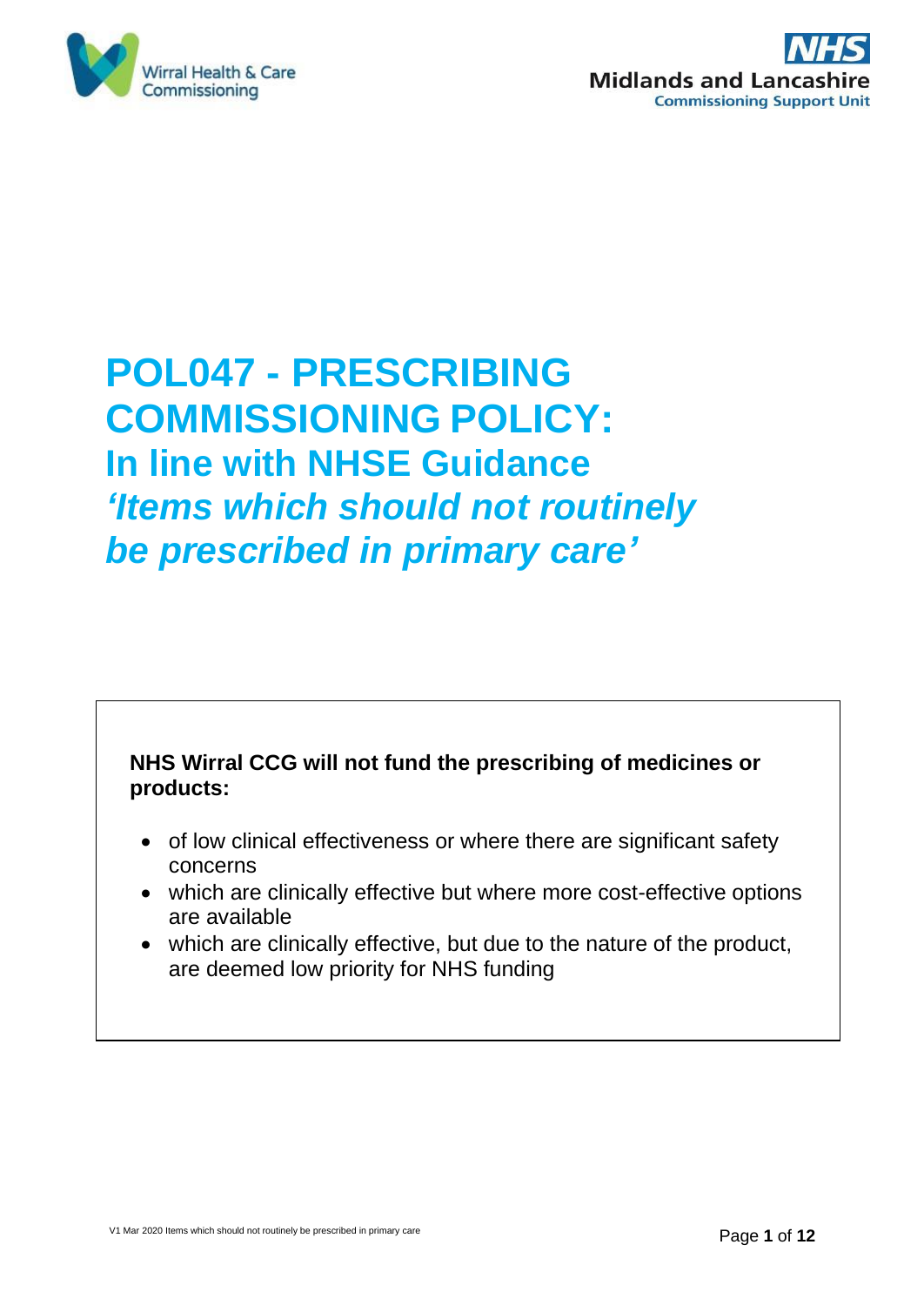Wirral Health & Care Commissioning

NHS Midlands and Lancashire Commissioning Support Unit

# POL047 - PRESCRIBING COMMISSIONING POLICY:

## In line with NHSE Guidance *'Items which should not routinely be prescribed in primary care'*

**NHS Wirral CCG will not fund the prescribing of medicines or products:**

- of low clinical effectiveness or where there are significant safety concerns
- which are clinically effective but where more cost-effective options are available
- which are clinically effective, but due to the nature of the product, are deemed low priority for NHS funding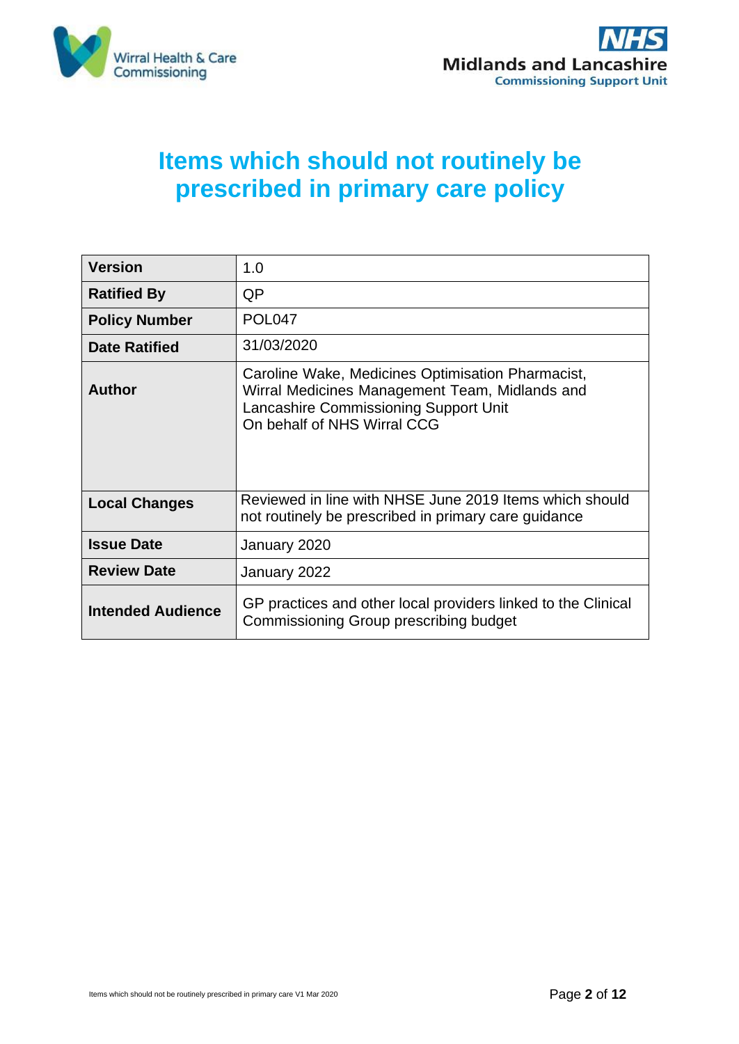# Items which should not routinely be prescribed in primary care policy

| | |
|---|---|
| **Version** | 1.0 |
| **Ratified By** | QP |
| **Policy Number** | POL047 |
| **Date Ratified** | 31/03/2020 |
| **Author** | Caroline Wake, Medicines Optimisation Pharmacist, Wirral Medicines Management Team, Midlands and Lancashire Commissioning Support Unit On behalf of NHS Wirral CCG |
| **Local Changes** | Reviewed in line with NHSE June 2019 Items which should not routinely be prescribed in primary care guidance |
| **Issue Date** | January 2020 |
| **Review Date** | January 2022 |
| **Intended Audience** | GP practices and other local providers linked to the Clinical Commissioning Group prescribing budget |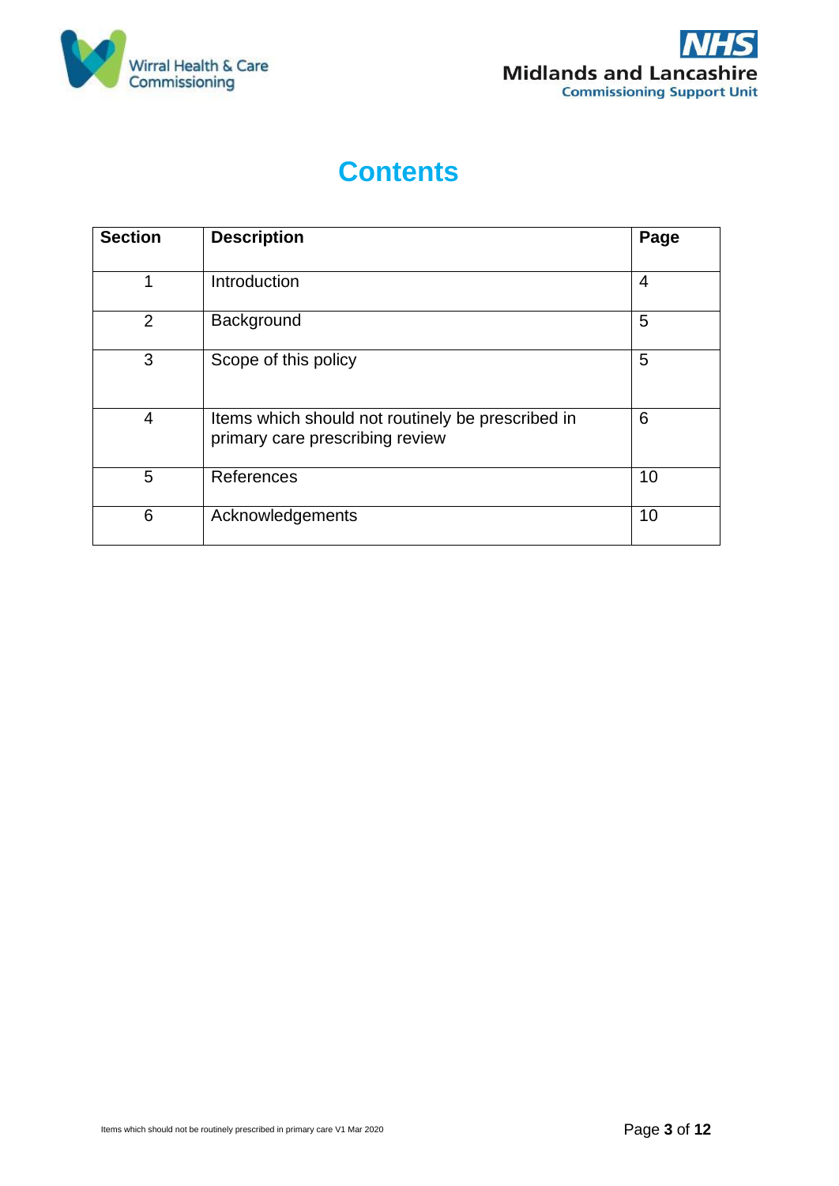# Contents

| Section | Description | Page |
|---|---|---|
| 1 | Introduction | 4 |
| 2 | Background | 5 |
| 3 | Scope of this policy | 5 |
| 4 | Items which should not routinely be prescribed in primary care prescribing review | 6 |
| 5 | References | 10 |
| 6 | Acknowledgements | 10 |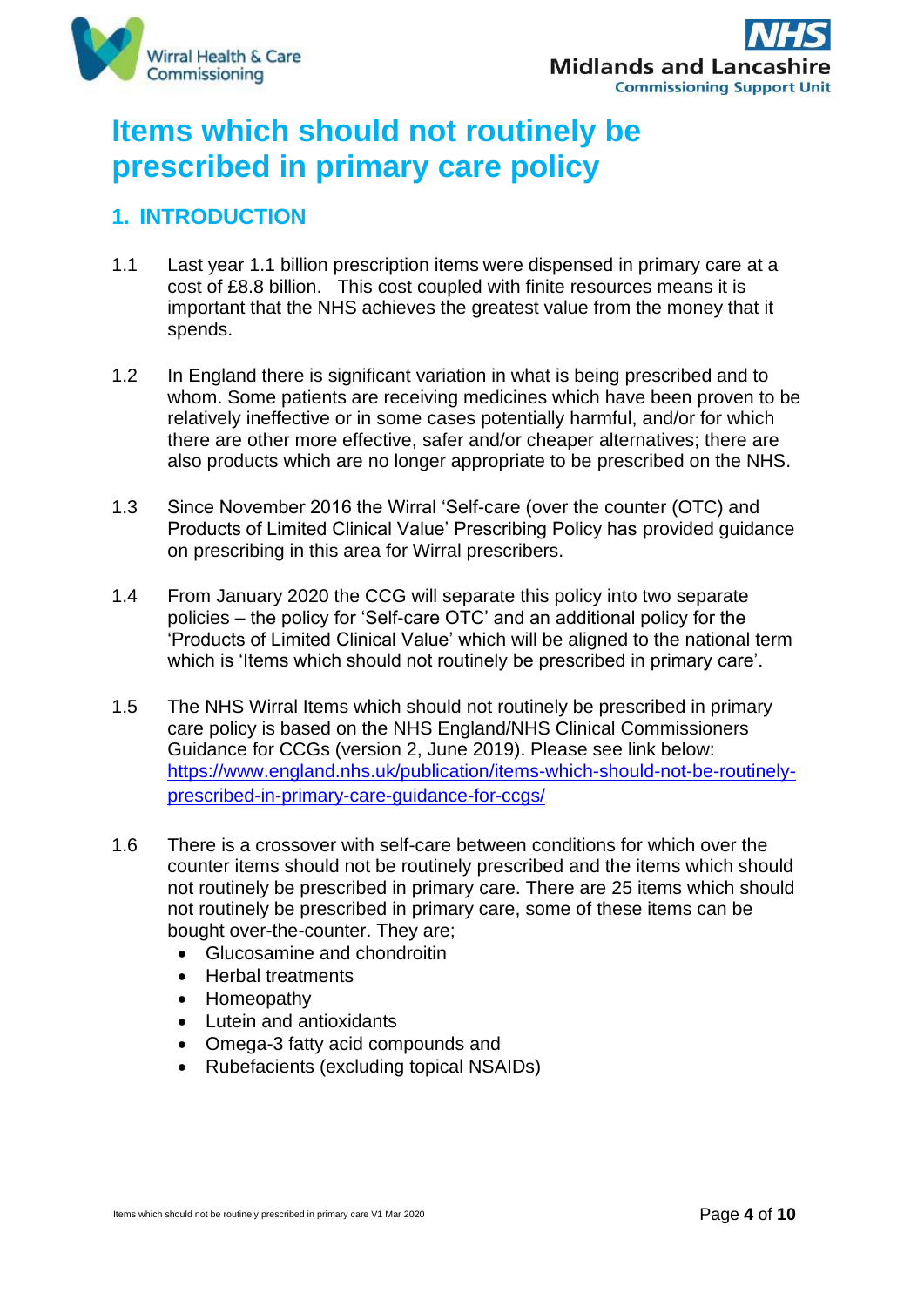# Items which should not routinely be prescribed in primary care policy

## 1. INTRODUCTION

1.1 Last year 1.1 billion prescription items were dispensed in primary care at a cost of £8.8 billion. This cost coupled with finite resources means it is important that the NHS achieves the greatest value from the money that it spends.

1.2 In England there is significant variation in what is being prescribed and to whom. Some patients are receiving medicines which have been proven to be relatively ineffective or in some cases potentially harmful, and/or for which there are other more effective, safer and/or cheaper alternatives; there are also products which are no longer appropriate to be prescribed on the NHS.

1.3 Since November 2016 the Wirral 'Self-care (over the counter (OTC) and Products of Limited Clinical Value' Prescribing Policy has provided guidance on prescribing in this area for Wirral prescribers.

1.4 From January 2020 the CCG will separate this policy into two separate policies – the policy for 'Self-care OTC' and an additional policy for the 'Products of Limited Clinical Value' which will be aligned to the national term which is 'Items which should not routinely be prescribed in primary care'.

1.5 The NHS Wirral Items which should not routinely be prescribed in primary care policy is based on the NHS England/NHS Clinical Commissioners Guidance for CCGs (version 2, June 2019). Please see link below: https://www.england.nhs.uk/publication/items-which-should-not-be-routinely-prescribed-in-primary-care-guidance-for-ccgs/

1.6 There is a crossover with self-care between conditions for which over the counter items should not be routinely prescribed and the items which should not routinely be prescribed in primary care. There are 25 items which should not routinely be prescribed in primary care, some of these items can be bought over-the-counter. They are;

- Glucosamine and chondroitin
- Herbal treatments
- Homeopathy
- Lutein and antioxidants
- Omega-3 fatty acid compounds and
- Rubefacients (excluding topical NSAIDs)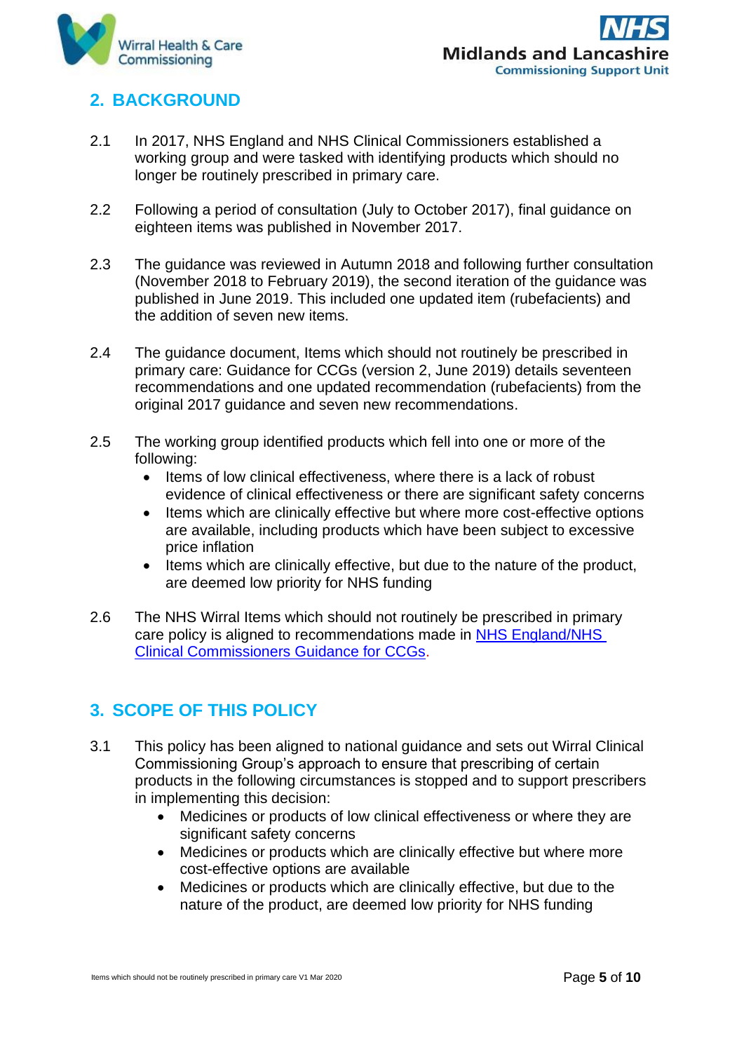## 2. BACKGROUND

2.1 In 2017, NHS England and NHS Clinical Commissioners established a working group and were tasked with identifying products which should no longer be routinely prescribed in primary care.

2.2 Following a period of consultation (July to October 2017), final guidance on eighteen items was published in November 2017.

2.3 The guidance was reviewed in Autumn 2018 and following further consultation (November 2018 to February 2019), the second iteration of the guidance was published in June 2019. This included one updated item (rubefacients) and the addition of seven new items.

2.4 The guidance document, Items which should not routinely be prescribed in primary care: Guidance for CCGs (version 2, June 2019) details seventeen recommendations and one updated recommendation (rubefacients) from the original 2017 guidance and seven new recommendations.

2.5 The working group identified products which fell into one or more of the following:

- Items of low clinical effectiveness, where there is a lack of robust evidence of clinical effectiveness or there are significant safety concerns
- Items which are clinically effective but where more cost-effective options are available, including products which have been subject to excessive price inflation
- Items which are clinically effective, but due to the nature of the product, are deemed low priority for NHS funding

2.6 The NHS Wirral Items which should not routinely be prescribed in primary care policy is aligned to recommendations made in NHS England/NHS Clinical Commissioners Guidance for CCGs.

## 3. SCOPE OF THIS POLICY

3.1 This policy has been aligned to national guidance and sets out Wirral Clinical Commissioning Group's approach to ensure that prescribing of certain products in the following circumstances is stopped and to support prescribers in implementing this decision:

- Medicines or products of low clinical effectiveness or where they are significant safety concerns
- Medicines or products which are clinically effective but where more cost-effective options are available
- Medicines or products which are clinically effective, but due to the nature of the product, are deemed low priority for NHS funding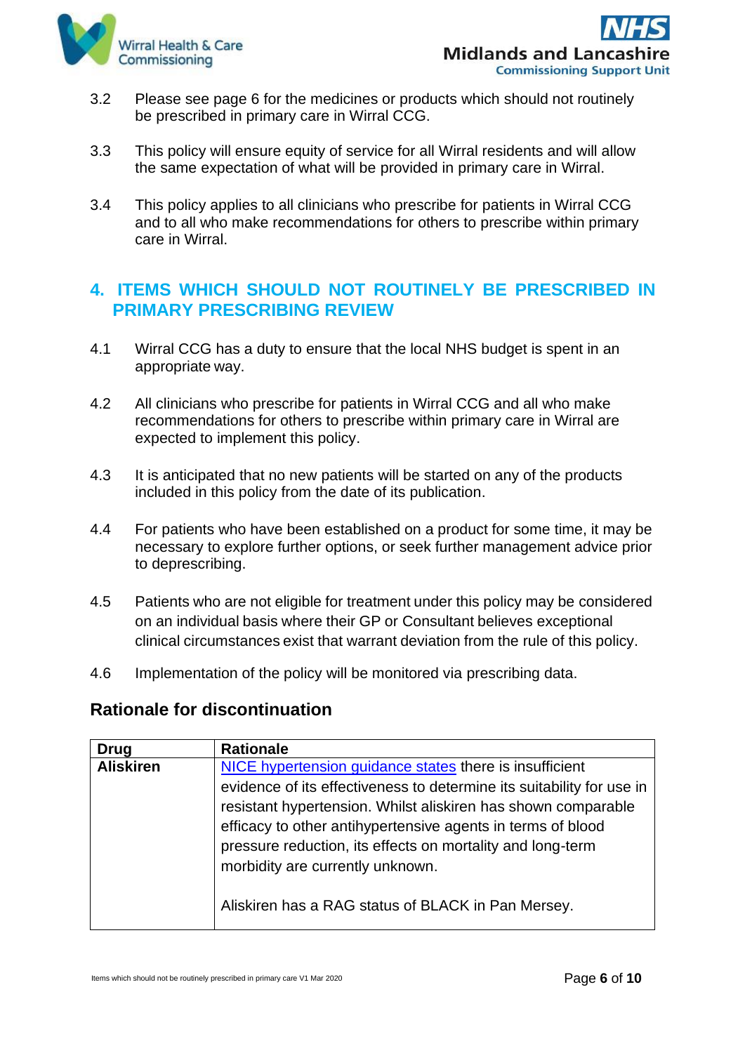3.2 Please see page 6 for the medicines or products which should not routinely be prescribed in primary care in Wirral CCG.

3.3 This policy will ensure equity of service for all Wirral residents and will allow the same expectation of what will be provided in primary care in Wirral.

3.4 This policy applies to all clinicians who prescribe for patients in Wirral CCG and to all who make recommendations for others to prescribe within primary care in Wirral.

## 4. ITEMS WHICH SHOULD NOT ROUTINELY BE PRESCRIBED IN PRIMARY PRESCRIBING REVIEW

4.1 Wirral CCG has a duty to ensure that the local NHS budget is spent in an appropriate way.

4.2 All clinicians who prescribe for patients in Wirral CCG and all who make recommendations for others to prescribe within primary care in Wirral are expected to implement this policy.

4.3 It is anticipated that no new patients will be started on any of the products included in this policy from the date of its publication.

4.4 For patients who have been established on a product for some time, it may be necessary to explore further options, or seek further management advice prior to deprescribing.

4.5 Patients who are not eligible for treatment under this policy may be considered on an individual basis where their GP or Consultant believes exceptional clinical circumstances exist that warrant deviation from the rule of this policy.

4.6 Implementation of the policy will be monitored via prescribing data.

### Rationale for discontinuation

| Drug | Rationale |
|---|---|
| **Aliskiren** | NICE hypertension guidance states there is insufficient evidence of its effectiveness to determine its suitability for use in resistant hypertension. Whilst aliskiren has shown comparable efficacy to other antihypertensive agents in terms of blood pressure reduction, its effects on mortality and long-term morbidity are currently unknown.<br><br>Aliskiren has a RAG status of BLACK in Pan Mersey. |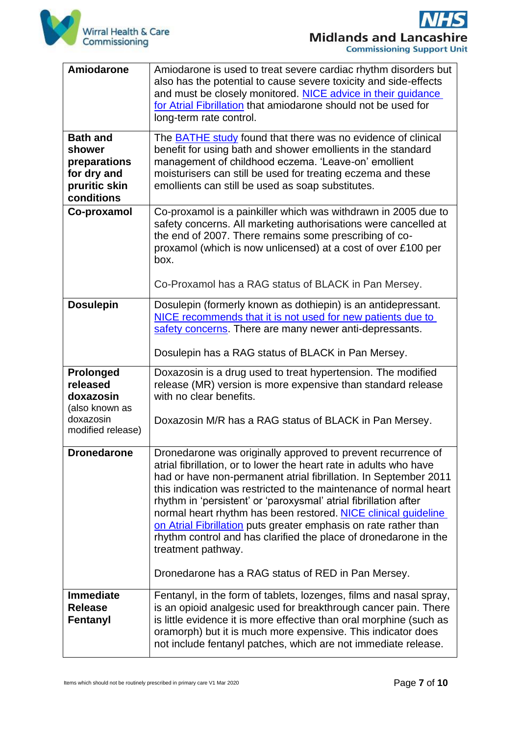| | |
|---|---|
| **Amiodarone** | Amiodarone is used to treat severe cardiac rhythm disorders but also has the potential to cause severe toxicity and side-effects and must be closely monitored. NICE advice in their guidance for Atrial Fibrillation that amiodarone should not be used for long-term rate control. |
| **Bath and shower preparations for dry and pruritic skin conditions** | The BATHE study found that there was no evidence of clinical benefit for using bath and shower emollients in the standard management of childhood eczema. 'Leave-on' emollient moisturisers can still be used for treating eczema and these emollients can still be used as soap substitutes. |
| **Co-proxamol** | Co-proxamol is a painkiller which was withdrawn in 2005 due to safety concerns. All marketing authorisations were cancelled at the end of 2007. There remains some prescribing of co-proxamol (which is now unlicensed) at a cost of over £100 per box.<br><br>Co-Proxamol has a RAG status of BLACK in Pan Mersey. |
| **Dosulepin** | Dosulepin (formerly known as dothiepin) is an antidepressant. NICE recommends that it is not used for new patients due to safety concerns. There are many newer anti-depressants.<br><br>Dosulepin has a RAG status of BLACK in Pan Mersey. |
| **Prolonged released doxazosin** (also known as doxazosin modified release) | Doxazosin is a drug used to treat hypertension. The modified release (MR) version is more expensive than standard release with no clear benefits.<br><br>Doxazosin M/R has a RAG status of BLACK in Pan Mersey. |
| **Dronedarone** | Dronedarone was originally approved to prevent recurrence of atrial fibrillation, or to lower the heart rate in adults who have had or have non-permanent atrial fibrillation. In September 2011 this indication was restricted to the maintenance of normal heart rhythm in 'persistent' or 'paroxysmal' atrial fibrillation after normal heart rhythm has been restored. NICE clinical guideline on Atrial Fibrillation puts greater emphasis on rate rather than rhythm control and has clarified the place of dronedarone in the treatment pathway.<br><br>Dronedarone has a RAG status of RED in Pan Mersey. |
| **Immediate Release Fentanyl** | Fentanyl, in the form of tablets, lozenges, films and nasal spray, is an opioid analgesic used for breakthrough cancer pain. There is little evidence it is more effective than oral morphine (such as oramorph) but it is much more expensive. This indicator does not include fentanyl patches, which are not immediate release. |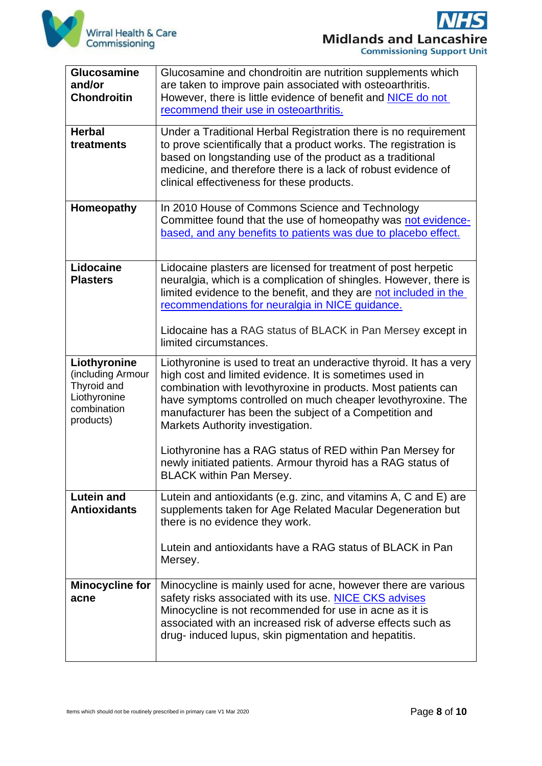| | |
|---|---|
| **Glucosamine and/or Chondroitin** | Glucosamine and chondroitin are nutrition supplements which are taken to improve pain associated with osteoarthritis. However, there is little evidence of benefit and NICE do not recommend their use in osteoarthritis. |
| **Herbal treatments** | Under a Traditional Herbal Registration there is no requirement to prove scientifically that a product works. The registration is based on longstanding use of the product as a traditional medicine, and therefore there is a lack of robust evidence of clinical effectiveness for these products. |
| **Homeopathy** | In 2010 House of Commons Science and Technology Committee found that the use of homeopathy was not evidence-based, and any benefits to patients was due to placebo effect. |
| **Lidocaine Plasters** | Lidocaine plasters are licensed for treatment of post herpetic neuralgia, which is a complication of shingles. However, there is limited evidence to the benefit, and they are not included in the recommendations for neuralgia in NICE guidance.<br><br>Lidocaine has a RAG status of BLACK in Pan Mersey except in limited circumstances. |
| **Liothyronine** (including Armour Thyroid and Liothyronine combination products) | Liothyronine is used to treat an underactive thyroid. It has a very high cost and limited evidence. It is sometimes used in combination with levothyroxine in products. Most patients can have symptoms controlled on much cheaper levothyroxine. The manufacturer has been the subject of a Competition and Markets Authority investigation.<br><br>Liothyronine has a RAG status of RED within Pan Mersey for newly initiated patients. Armour thyroid has a RAG status of BLACK within Pan Mersey. |
| **Lutein and Antioxidants** | Lutein and antioxidants (e.g. zinc, and vitamins A, C and E) are supplements taken for Age Related Macular Degeneration but there is no evidence they work.<br><br>Lutein and antioxidants have a RAG status of BLACK in Pan Mersey. |
| **Minocycline for acne** | Minocycline is mainly used for acne, however there are various safety risks associated with its use. NICE CKS advises Minocycline is not recommended for use in acne as it is associated with an increased risk of adverse effects such as drug- induced lupus, skin pigmentation and hepatitis. |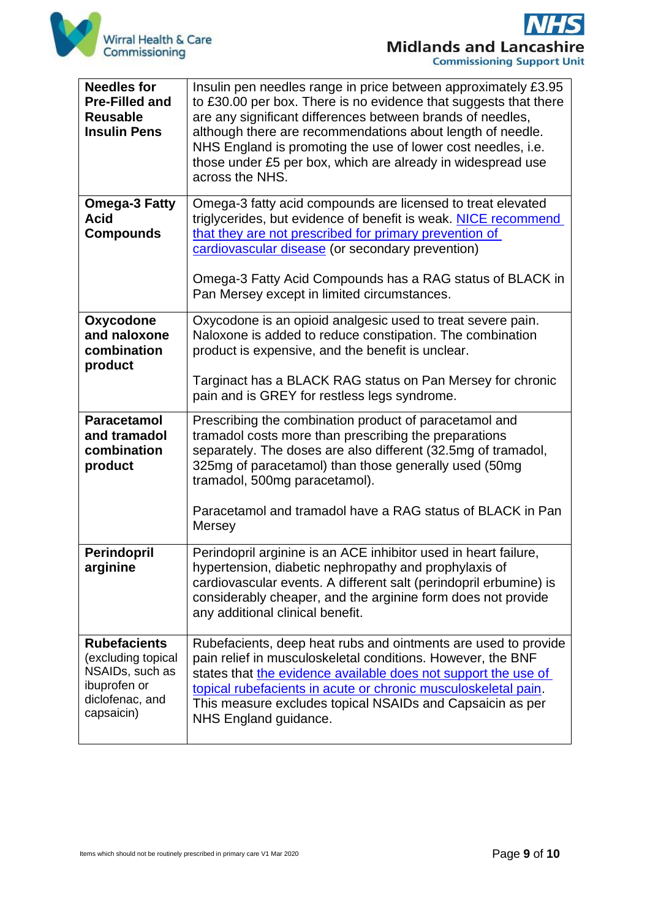| | |
|---|---|
| **Needles for Pre-Filled and Reusable Insulin Pens** | Insulin pen needles range in price between approximately £3.95 to £30.00 per box. There is no evidence that suggests that there are any significant differences between brands of needles, although there are recommendations about length of needle. NHS England is promoting the use of lower cost needles, i.e. those under £5 per box, which are already in widespread use across the NHS. |
| **Omega-3 Fatty Acid Compounds** | Omega-3 fatty acid compounds are licensed to treat elevated triglycerides, but evidence of benefit is weak. NICE recommend that they are not prescribed for primary prevention of cardiovascular disease (or secondary prevention)<br><br>Omega-3 Fatty Acid Compounds has a RAG status of BLACK in Pan Mersey except in limited circumstances. |
| **Oxycodone and naloxone combination product** | Oxycodone is an opioid analgesic used to treat severe pain. Naloxone is added to reduce constipation. The combination product is expensive, and the benefit is unclear.<br><br>Targinact has a BLACK RAG status on Pan Mersey for chronic pain and is GREY for restless legs syndrome. |
| **Paracetamol and tramadol combination product** | Prescribing the combination product of paracetamol and tramadol costs more than prescribing the preparations separately. The doses are also different (32.5mg of tramadol, 325mg of paracetamol) than those generally used (50mg tramadol, 500mg paracetamol).<br><br>Paracetamol and tramadol have a RAG status of BLACK in Pan Mersey |
| **Perindopril arginine** | Perindopril arginine is an ACE inhibitor used in heart failure, hypertension, diabetic nephropathy and prophylaxis of cardiovascular events. A different salt (perindopril erbumine) is considerably cheaper, and the arginine form does not provide any additional clinical benefit. |
| **Rubefacients** (excluding topical NSAIDs, such as ibuprofen or diclofenac, and capsaicin) | Rubefacients, deep heat rubs and ointments are used to provide pain relief in musculoskeletal conditions. However, the BNF states that the evidence available does not support the use of topical rubefacients in acute or chronic musculoskeletal pain. This measure excludes topical NSAIDs and Capsaicin as per NHS England guidance. |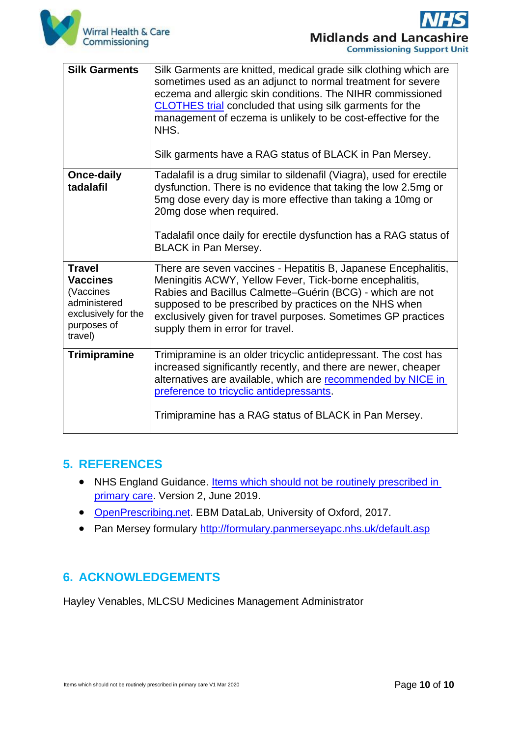| | |
|---|---|
| **Silk Garments** | Silk Garments are knitted, medical grade silk clothing which are sometimes used as an adjunct to normal treatment for severe eczema and allergic skin conditions. The NIHR commissioned [CLOTHES trial] concluded that using silk garments for the management of eczema is unlikely to be cost-effective for the NHS.<br><br>Silk garments have a RAG status of BLACK in Pan Mersey. |
| **Once-daily tadalafil** | Tadalafil is a drug similar to sildenafil (Viagra), used for erectile dysfunction. There is no evidence that taking the low 2.5mg or 5mg dose every day is more effective than taking a 10mg or 20mg dose when required.<br><br>Tadalafil once daily for erectile dysfunction has a RAG status of BLACK in Pan Mersey. |
| **Travel Vaccines** (Vaccines administered exclusively for the purposes of travel) | There are seven vaccines - Hepatitis B, Japanese Encephalitis, Meningitis ACWY, Yellow Fever, Tick-borne encephalitis, Rabies and Bacillus Calmette–Guérin (BCG) - which are not supposed to be prescribed by practices on the NHS when exclusively given for travel purposes. Sometimes GP practices supply them in error for travel. |
| **Trimipramine** | Trimipramine is an older tricyclic antidepressant. The cost has increased significantly recently, and there are newer, cheaper alternatives are available, which are recommended by NICE in preference to tricyclic antidepressants.<br><br>Trimipramine has RAG status of BLACK in Pan Mersey. |

## 5. REFERENCES

- NHS England Guidance. Items which should not be routinely prescribed in primary care. Version 2, June 2019.
- OpenPrescribing.net. EBM DataLab, University of Oxford, 2017.
- Pan Mersey formulary http://formulary.panmerseyapc.nhs.uk/default.asp

## 6. ACKNOWLEDGEMENTS

Hayley Venables, MLCSU Medicines Management Administrator